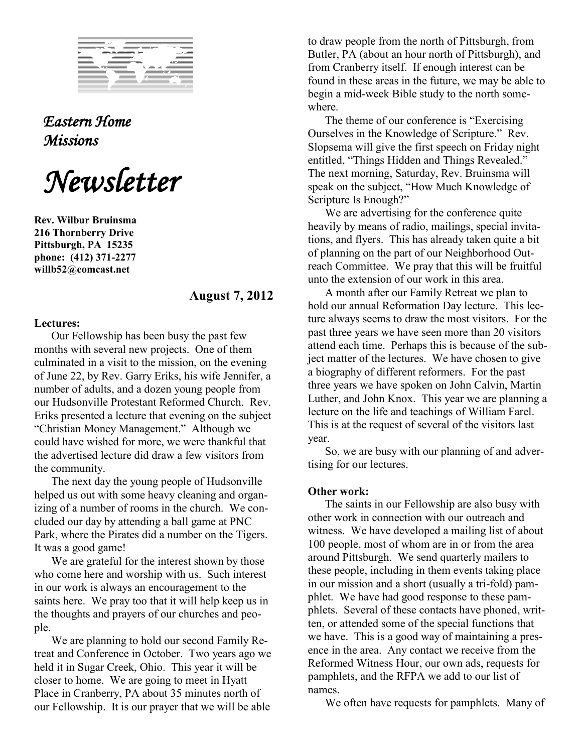*Eastern Home Missions*

# *Newsletter*

**Rev. Wilbur Bruinsma**
**216 Thornberry Drive**
**Pittsburgh, PA 15235**
**phone: (412) 371-2277**
**willb52@comcast.net**

**August 7, 2012**

**Lectures:**

Our Fellowship has been busy the past few months with several new projects. One of them culminated in a visit to the mission, on the evening of June 22, by Rev. Garry Eriks, his wife Jennifer, a number of adults, and a dozen young people from our Hudsonville Protestant Reformed Church. Rev. Eriks presented a lecture that evening on the subject "Christian Money Management." Although we could have wished for more, we were thankful that the advertised lecture did draw a few visitors from the community.

The next day the young people of Hudsonville helped us out with some heavy cleaning and organizing of a number of rooms in the church. We concluded our day by attending a ball game at PNC Park, where the Pirates did a number on the Tigers. It was a good game!

We are grateful for the interest shown by those who come here and worship with us. Such interest in our work is always an encouragement to the saints here. We pray too that it will help keep us in the thoughts and prayers of our churches and people.

We are planning to hold our second Family Retreat and Conference in October. Two years ago we held it in Sugar Creek, Ohio. This year it will be closer to home. We are going to meet in Hyatt Place in Cranberry, PA about 35 minutes north of our Fellowship. It is our prayer that we will be able to draw people from the north of Pittsburgh, from Butler, PA (about an hour north of Pittsburgh), and from Cranberry itself. If enough interest can be found in these areas in the future, we may be able to begin a mid-week Bible study to the north somewhere.

The theme of our conference is "Exercising Ourselves in the Knowledge of Scripture." Rev. Slopsema will give the first speech on Friday night entitled, "Things Hidden and Things Revealed." The next morning, Saturday, Rev. Bruinsma will speak on the subject, "How Much Knowledge of Scripture Is Enough?"

We are advertising for the conference quite heavily by means of radio, mailings, special invitations, and flyers. This has already taken quite a bit of planning on the part of our Neighborhood Outreach Committee. We pray that this will be fruitful unto the extension of our work in this area.

A month after our Family Retreat we plan to hold our annual Reformation Day lecture. This lecture always seems to draw the most visitors. For the past three years we have seen more than 20 visitors attend each time. Perhaps this is because of the subject matter of the lectures. We have chosen to give a biography of different reformers. For the past three years we have spoken on John Calvin, Martin Luther, and John Knox. This year we are planning a lecture on the life and teachings of William Farel. This is at the request of several of the visitors last year.

So, we are busy with our planning of and advertising for our lectures.

**Other work:**

The saints in our Fellowship are also busy with other work in connection with our outreach and witness. We have developed a mailing list of about 100 people, most of whom are in or from the area around Pittsburgh. We send quarterly mailers to these people, including in them events taking place in our mission and a short (usually a tri-fold) pamphlet. We have had good response to these pamphlets. Several of these contacts have phoned, written, or attended some of the special functions that we have. This is a good way of maintaining a presence in the area. Any contact we receive from the Reformed Witness Hour, our own ads, requests for pamphlets, and the RFPA we add to our list of names.

We often have requests for pamphlets. Many of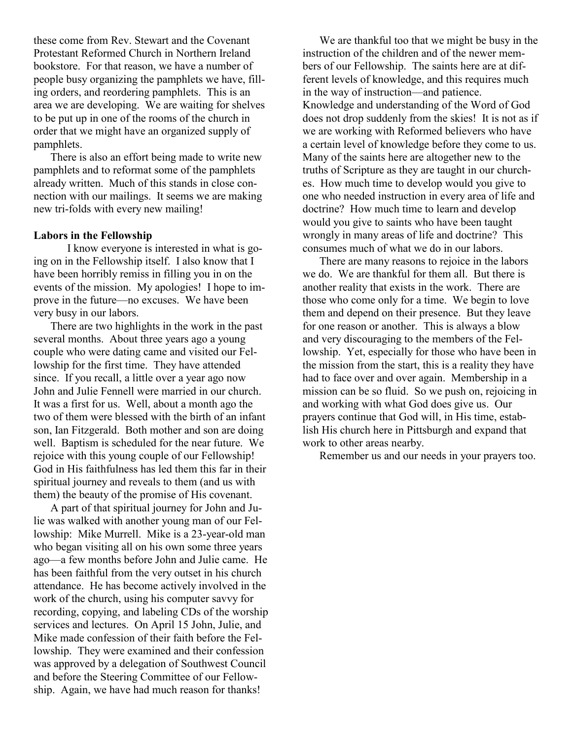these come from Rev. Stewart and the Covenant Protestant Reformed Church in Northern Ireland bookstore. For that reason, we have a number of people busy organizing the pamphlets we have, filling orders, and reordering pamphlets. This is an area we are developing. We are waiting for shelves to be put up in one of the rooms of the church in order that we might have an organized supply of pamphlets.

There is also an effort being made to write new pamphlets and to reformat some of the pamphlets already written. Much of this stands in close connection with our mailings. It seems we are making new tri-folds with every new mailing!

**Labors in the Fellowship**

I know everyone is interested in what is going on in the Fellowship itself. I also know that I have been horribly remiss in filling you in on the events of the mission. My apologies! I hope to improve in the future—no excuses. We have been very busy in our labors.

There are two highlights in the work in the past several months. About three years ago a young couple who were dating came and visited our Fellowship for the first time. They have attended since. If you recall, a little over a year ago now John and Julie Fennell were married in our church. It was a first for us. Well, about a month ago the two of them were blessed with the birth of an infant son, Ian Fitzgerald. Both mother and son are doing well. Baptism is scheduled for the near future. We rejoice with this young couple of our Fellowship! God in His faithfulness has led them this far in their spiritual journey and reveals to them (and us with them) the beauty of the promise of His covenant.

A part of that spiritual journey for John and Julie was walked with another young man of our Fellowship: Mike Murrell. Mike is a 23-year-old man who began visiting all on his own some three years ago—a few months before John and Julie came. He has been faithful from the very outset in his church attendance. He has become actively involved in the work of the church, using his computer savvy for recording, copying, and labeling CDs of the worship services and lectures. On April 15 John, Julie, and Mike made confession of their faith before the Fellowship. They were examined and their confession was approved by a delegation of Southwest Council and before the Steering Committee of our Fellowship. Again, we have had much reason for thanks!

We are thankful too that we might be busy in the instruction of the children and of the newer members of our Fellowship. The saints here are at different levels of knowledge, and this requires much in the way of instruction—and patience. Knowledge and understanding of the Word of God does not drop suddenly from the skies! It is not as if we are working with Reformed believers who have a certain level of knowledge before they come to us. Many of the saints here are altogether new to the truths of Scripture as they are taught in our churches. How much time to develop would you give to one who needed instruction in every area of life and doctrine? How much time to learn and develop would you give to saints who have been taught wrongly in many areas of life and doctrine? This consumes much of what we do in our labors.

There are many reasons to rejoice in the labors we do. We are thankful for them all. But there is another reality that exists in the work. There are those who come only for a time. We begin to love them and depend on their presence. But they leave for one reason or another. This is always a blow and very discouraging to the members of the Fellowship. Yet, especially for those who have been in the mission from the start, this is a reality they have had to face over and over again. Membership in a mission can be so fluid. So we push on, rejoicing in and working with what God does give us. Our prayers continue that God will, in His time, establish His church here in Pittsburgh and expand that work to other areas nearby.

Remember us and our needs in your prayers too.